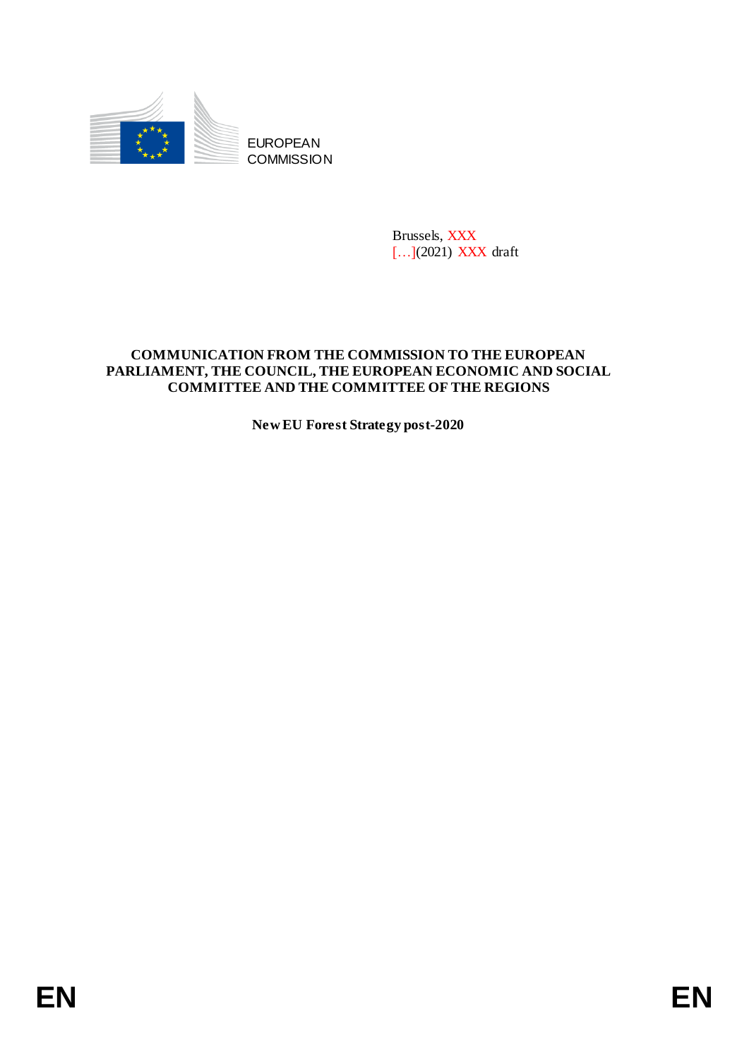EUROPEAN
COMMISSION

Brussels, XXX
[…](2021) XXX draft

**COMMUNICATION FROM THE COMMISSION TO THE EUROPEAN PARLIAMENT, THE COUNCIL, THE EUROPEAN ECONOMIC AND SOCIAL COMMITTEE AND THE COMMITTEE OF THE REGIONS**

**New EU Forest Strategy post-2020**

EN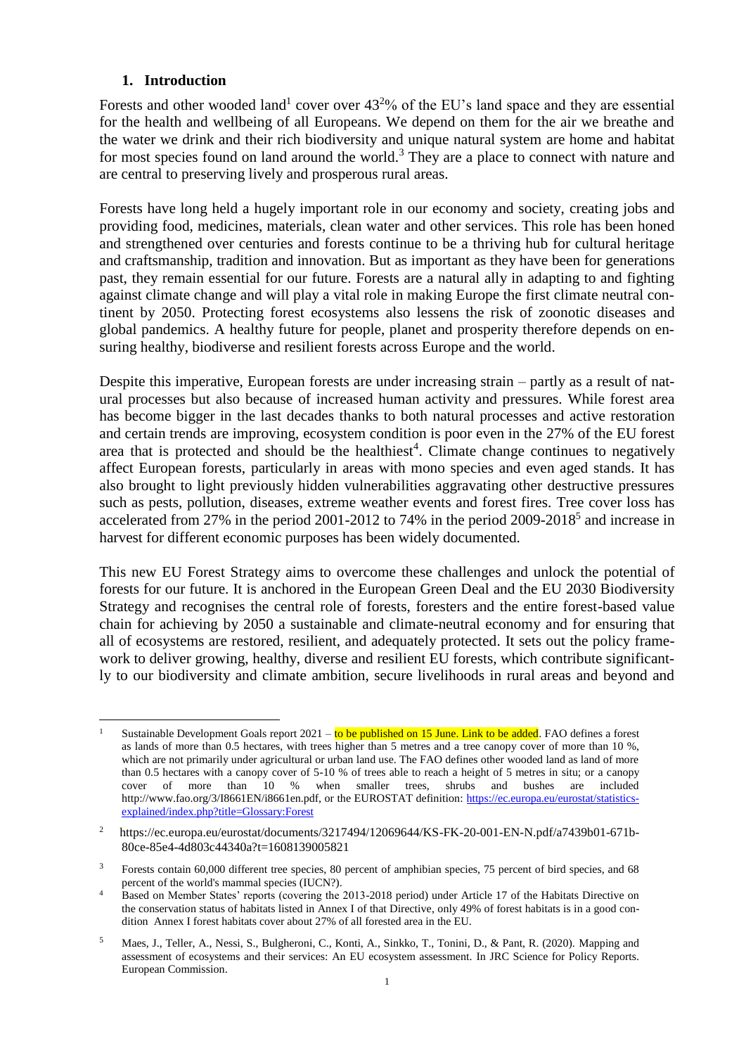## 1. Introduction

Forests and other wooded land[1] cover over 43[2]% of the EU's land space and they are essential for the health and wellbeing of all Europeans. We depend on them for the air we breathe and the water we drink and their rich biodiversity and unique natural system are home and habitat for most species found on land around the world.[3] They are a place to connect with nature and are central to preserving lively and prosperous rural areas.

Forests have long held a hugely important role in our economy and society, creating jobs and providing food, medicines, materials, clean water and other services. This role has been honed and strengthened over centuries and forests continue to be a thriving hub for cultural heritage and craftsmanship, tradition and innovation. But as important as they have been for generations past, they remain essential for our future. Forests are a natural ally in adapting to and fighting against climate change and will play a vital role in making Europe the first climate neutral continent by 2050. Protecting forest ecosystems also lessens the risk of zoonotic diseases and global pandemics. A healthy future for people, planet and prosperity therefore depends on ensuring healthy, biodiverse and resilient forests across Europe and the world.

Despite this imperative, European forests are under increasing strain – partly as a result of natural processes but also because of increased human activity and pressures. While forest area has become bigger in the last decades thanks to both natural processes and active restoration and certain trends are improving, ecosystem condition is poor even in the 27% of the EU forest area that is protected and should be the healthiest[4]. Climate change continues to negatively affect European forests, particularly in areas with mono species and even aged stands. It has also brought to light previously hidden vulnerabilities aggravating other destructive pressures such as pests, pollution, diseases, extreme weather events and forest fires. Tree cover loss has accelerated from 27% in the period 2001-2012 to 74% in the period 2009-2018[5] and increase in harvest for different economic purposes has been widely documented.

This new EU Forest Strategy aims to overcome these challenges and unlock the potential of forests for our future. It is anchored in the European Green Deal and the EU 2030 Biodiversity Strategy and recognises the central role of forests, foresters and the entire forest-based value chain for achieving by 2050 a sustainable and climate-neutral economy and for ensuring that all of ecosystems are restored, resilient, and adequately protected. It sets out the policy framework to deliver growing, healthy, diverse and resilient EU forests, which contribute significantly to our biodiversity and climate ambition, secure livelihoods in rural areas and beyond and

---

[1] Sustainable Development Goals report 2021 – to be published on 15 June. Link to be added. FAO defines a forest as lands of more than 0.5 hectares, with trees higher than 5 metres and a tree canopy cover of more than 10 %, which are not primarily under agricultural or urban land use. The FAO defines other wooded land as land of more than 0.5 hectares with a canopy cover of 5-10 % of trees able to reach a height of 5 metres in situ; or a canopy cover of more than 10 % when smaller trees, shrubs and bushes are included http://www.fao.org/3/I8661EN/i8661en.pdf, or the EUROSTAT definition: https://ec.europa.eu/eurostat/statistics-explained/index.php?title=Glossary:Forest

[2] https://ec.europa.eu/eurostat/documents/3217494/12069644/KS-FK-20-001-EN-N.pdf/a7439b01-671b-80ce-85e4-4d803c44340a?t=1608139005821

[3] Forests contain 60,000 different tree species, 80 percent of amphibian species, 75 percent of bird species, and 68 percent of the world's mammal species (IUCN?).

[4] Based on Member States' reports (covering the 2013-2018 period) under Article 17 of the Habitats Directive on the conservation status of habitats listed in Annex I of that Directive, only 49% of forest habitats is in a good condition Annex I forest habitats cover about 27% of all forested area in the EU.

[5] Maes, J., Teller, A., Nessi, S., Bulgheroni, C., Konti, A., Sinkko, T., Tonini, D., & Pant, R. (2020). Mapping and assessment of ecosystems and their services: An EU ecosystem assessment. In JRC Science for Policy Reports. European Commission.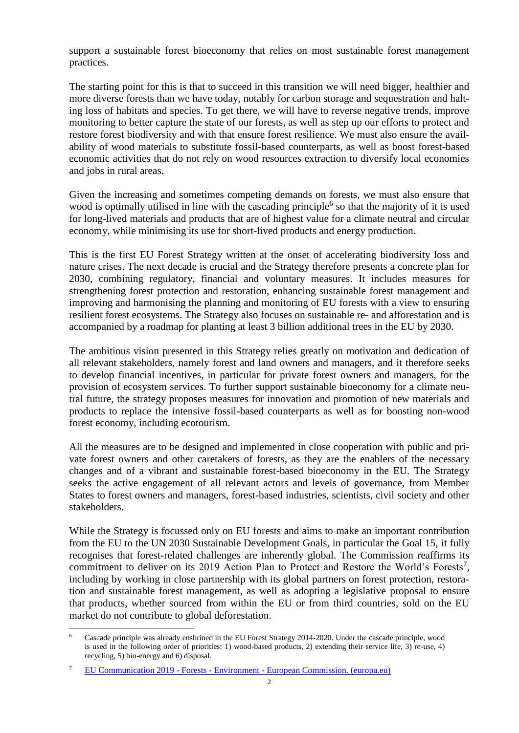support a sustainable forest bioeconomy that relies on most sustainable forest management practices.

The starting point for this is that to succeed in this transition we will need bigger, healthier and more diverse forests than we have today, notably for carbon storage and sequestration and halting loss of habitats and species. To get there, we will have to reverse negative trends, improve monitoring to better capture the state of our forests, as well as step up our efforts to protect and restore forest biodiversity and with that ensure forest resilience. We must also ensure the availability of wood materials to substitute fossil-based counterparts, as well as boost forest-based economic activities that do not rely on wood resources extraction to diversify local economies and jobs in rural areas.

Given the increasing and sometimes competing demands on forests, we must also ensure that wood is optimally utilised in line with the cascading principle[6] so that the majority of it is used for long-lived materials and products that are of highest value for a climate neutral and circular economy, while minimising its use for short-lived products and energy production.

This is the first EU Forest Strategy written at the onset of accelerating biodiversity loss and nature crises. The next decade is crucial and the Strategy therefore presents a concrete plan for 2030, combining regulatory, financial and voluntary measures. It includes measures for strengthening forest protection and restoration, enhancing sustainable forest management and improving and harmonising the planning and monitoring of EU forests with a view to ensuring resilient forest ecosystems. The Strategy also focuses on sustainable re- and afforestation and is accompanied by a roadmap for planting at least 3 billion additional trees in the EU by 2030.

The ambitious vision presented in this Strategy relies greatly on motivation and dedication of all relevant stakeholders, namely forest and land owners and managers, and it therefore seeks to develop financial incentives, in particular for private forest owners and managers, for the provision of ecosystem services. To further support sustainable bioeconomy for a climate neutral future, the strategy proposes measures for innovation and promotion of new materials and products to replace the intensive fossil-based counterparts as well as for boosting non-wood forest economy, including ecotourism.

All the measures are to be designed and implemented in close cooperation with public and private forest owners and other caretakers of forests, as they are the enablers of the necessary changes and of a vibrant and sustainable forest-based bioeconomy in the EU. The Strategy seeks the active engagement of all relevant actors and levels of governance, from Member States to forest owners and managers, forest-based industries, scientists, civil society and other stakeholders.

While the Strategy is focussed only on EU forests and aims to make an important contribution from the EU to the UN 2030 Sustainable Development Goals, in particular the Goal 15, it fully recognises that forest-related challenges are inherently global. The Commission reaffirms its commitment to deliver on its 2019 Action Plan to Protect and Restore the World's Forests[7], including by working in close partnership with its global partners on forest protection, restoration and sustainable forest management, as well as adopting a legislative proposal to ensure that products, whether sourced from within the EU or from third countries, sold on the EU market do not contribute to global deforestation.

---

[6] Cascade principle was already enshrined in the EU Forest Strategy 2014-2020. Under the cascade principle, wood is used in the following order of priorities: 1) wood-based products, 2) extending their service life, 3) re-use, 4) recycling, 5) bio-energy and 6) disposal.

[7] EU Communication 2019 - Forests - Environment - European Commission. (europa.eu)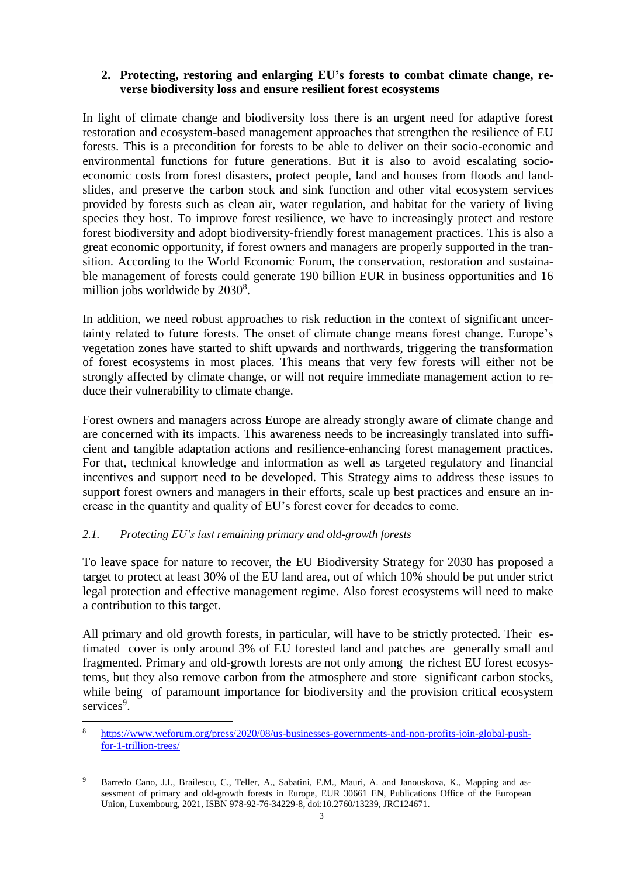## 2. Protecting, restoring and enlarging EU's forests to combat climate change, reverse biodiversity loss and ensure resilient forest ecosystems

In light of climate change and biodiversity loss there is an urgent need for adaptive forest restoration and ecosystem-based management approaches that strengthen the resilience of EU forests. This is a precondition for forests to be able to deliver on their socio-economic and environmental functions for future generations. But it is also to avoid escalating socio-economic costs from forest disasters, protect people, land and houses from floods and landslides, and preserve the carbon stock and sink function and other vital ecosystem services provided by forests such as clean air, water regulation, and habitat for the variety of living species they host. To improve forest resilience, we have to increasingly protect and restore forest biodiversity and adopt biodiversity-friendly forest management practices. This is also a great economic opportunity, if forest owners and managers are properly supported in the transition. According to the World Economic Forum, the conservation, restoration and sustainable management of forests could generate 190 billion EUR in business opportunities and 16 million jobs worldwide by 2030[8].

In addition, we need robust approaches to risk reduction in the context of significant uncertainty related to future forests. The onset of climate change means forest change. Europe's vegetation zones have started to shift upwards and northwards, triggering the transformation of forest ecosystems in most places. This means that very few forests will either not be strongly affected by climate change, or will not require immediate management action to reduce their vulnerability to climate change.

Forest owners and managers across Europe are already strongly aware of climate change and are concerned with its impacts. This awareness needs to be increasingly translated into sufficient and tangible adaptation actions and resilience-enhancing forest management practices. For that, technical knowledge and information as well as targeted regulatory and financial incentives and support need to be developed. This Strategy aims to address these issues to support forest owners and managers in their efforts, scale up best practices and ensure an increase in the quantity and quality of EU's forest cover for decades to come.

### *2.1. Protecting EU's last remaining primary and old-growth forests*

To leave space for nature to recover, the EU Biodiversity Strategy for 2030 has proposed a target to protect at least 30% of the EU land area, out of which 10% should be put under strict legal protection and effective management regime. Also forest ecosystems will need to make a contribution to this target.

All primary and old growth forests, in particular, will have to be strictly protected. Their estimated cover is only around 3% of EU forested land and patches are generally small and fragmented. Primary and old-growth forests are not only among the richest EU forest ecosystems, but they also remove carbon from the atmosphere and store significant carbon stocks, while being of paramount importance for biodiversity and the provision critical ecosystem services[9].

---

[8] https://www.weforum.org/press/2020/08/us-businesses-governments-and-non-profits-join-global-push-for-1-trillion-trees/

[9] Barredo Cano, J.I., Brailescu, C., Teller, A., Sabatini, F.M., Mauri, A. and Janouskova, K., Mapping and assessment of primary and old-growth forests in Europe, EUR 30661 EN, Publications Office of the European Union, Luxembourg, 2021, ISBN 978-92-76-34229-8, doi:10.2760/13239, JRC124671.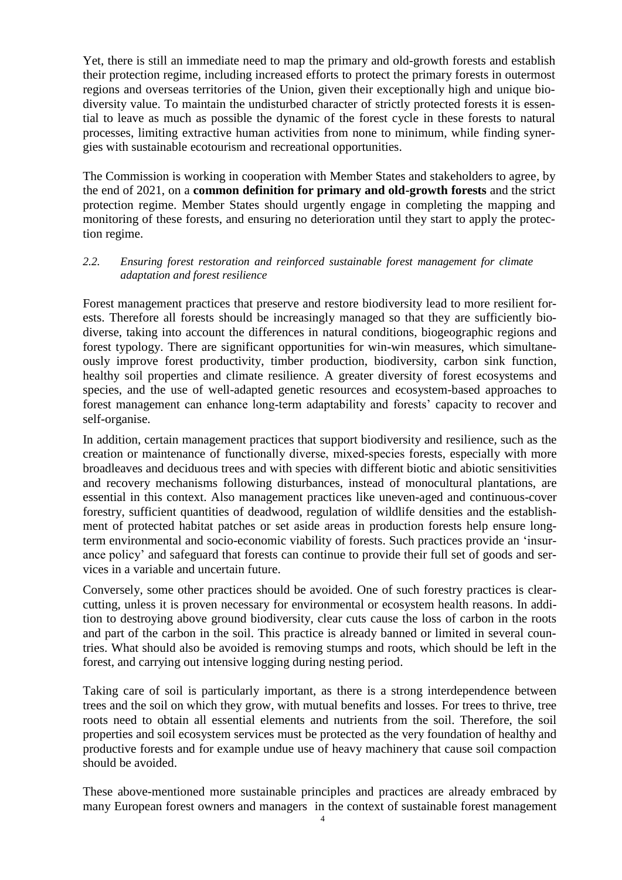Yet, there is still an immediate need to map the primary and old-growth forests and establish their protection regime, including increased efforts to protect the primary forests in outermost regions and overseas territories of the Union, given their exceptionally high and unique biodiversity value. To maintain the undisturbed character of strictly protected forests it is essential to leave as much as possible the dynamic of the forest cycle in these forests to natural processes, limiting extractive human activities from none to minimum, while finding synergies with sustainable ecotourism and recreational opportunities.

The Commission is working in cooperation with Member States and stakeholders to agree, by the end of 2021, on a **common definition for primary and old-growth forests** and the strict protection regime. Member States should urgently engage in completing the mapping and monitoring of these forests, and ensuring no deterioration until they start to apply the protection regime.

### *2.2. Ensuring forest restoration and reinforced sustainable forest management for climate adaptation and forest resilience*

Forest management practices that preserve and restore biodiversity lead to more resilient forests. Therefore all forests should be increasingly managed so that they are sufficiently biodiverse, taking into account the differences in natural conditions, biogeographic regions and forest typology. There are significant opportunities for win-win measures, which simultaneously improve forest productivity, timber production, biodiversity, carbon sink function, healthy soil properties and climate resilience. A greater diversity of forest ecosystems and species, and the use of well-adapted genetic resources and ecosystem-based approaches to forest management can enhance long-term adaptability and forests' capacity to recover and self-organise.

In addition, certain management practices that support biodiversity and resilience, such as the creation or maintenance of functionally diverse, mixed-species forests, especially with more broadleaves and deciduous trees and with species with different biotic and abiotic sensitivities and recovery mechanisms following disturbances, instead of monocultural plantations, are essential in this context. Also management practices like uneven-aged and continuous-cover forestry, sufficient quantities of deadwood, regulation of wildlife densities and the establishment of protected habitat patches or set aside areas in production forests help ensure long-term environmental and socio-economic viability of forests. Such practices provide an 'insurance policy' and safeguard that forests can continue to provide their full set of goods and services in a variable and uncertain future.

Conversely, some other practices should be avoided. One of such forestry practices is clear-cutting, unless it is proven necessary for environmental or ecosystem health reasons. In addition to destroying above ground biodiversity, clear cuts cause the loss of carbon in the roots and part of the carbon in the soil. This practice is already banned or limited in several countries. What should also be avoided is removing stumps and roots, which should be left in the forest, and carrying out intensive logging during nesting period.

Taking care of soil is particularly important, as there is a strong interdependence between trees and the soil on which they grow, with mutual benefits and losses. For trees to thrive, tree roots need to obtain all essential elements and nutrients from the soil. Therefore, the soil properties and soil ecosystem services must be protected as the very foundation of healthy and productive forests and for example undue use of heavy machinery that cause soil compaction should be avoided.

These above-mentioned more sustainable principles and practices are already embraced by many European forest owners and managers in the context of sustainable forest management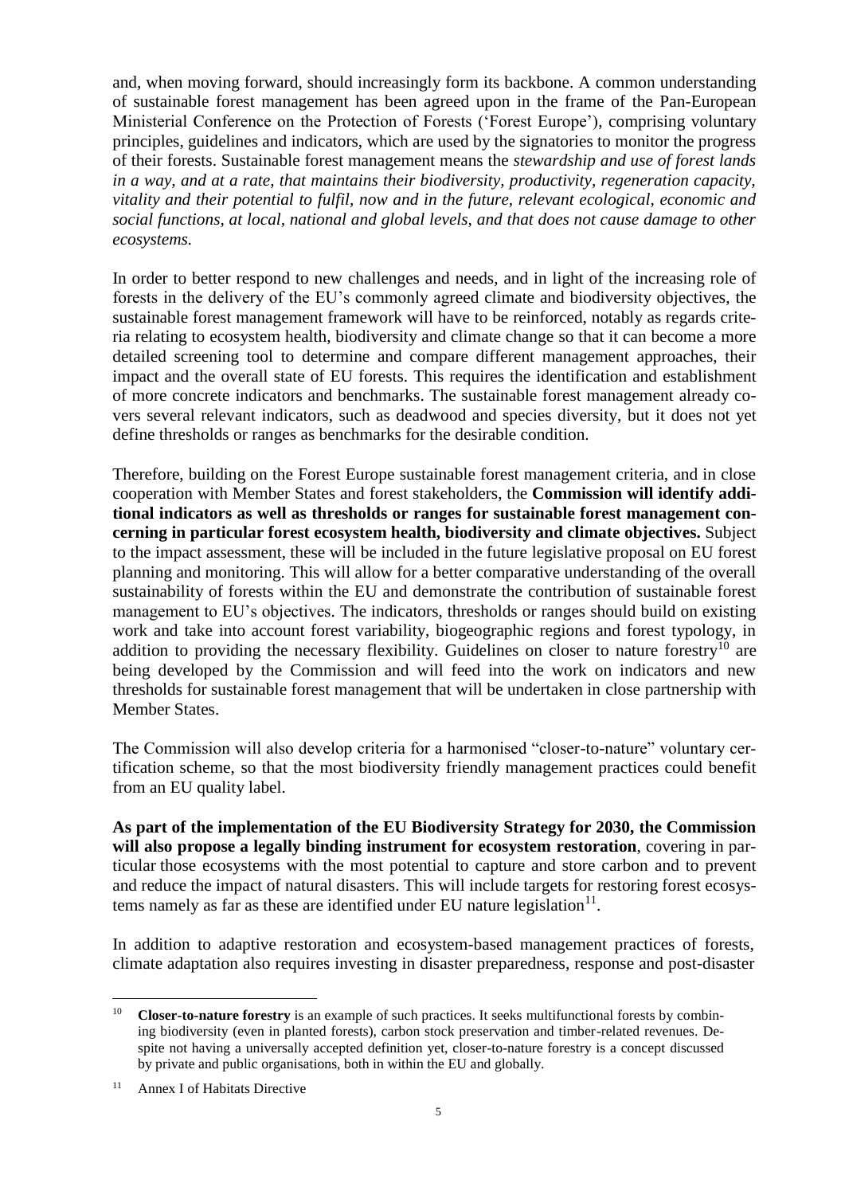and, when moving forward, should increasingly form its backbone. A common understanding of sustainable forest management has been agreed upon in the frame of the Pan-European Ministerial Conference on the Protection of Forests ('Forest Europe'), comprising voluntary principles, guidelines and indicators, which are used by the signatories to monitor the progress of their forests. Sustainable forest management means the *stewardship and use of forest lands in a way, and at a rate, that maintains their biodiversity, productivity, regeneration capacity, vitality and their potential to fulfil, now and in the future, relevant ecological, economic and social functions, at local, national and global levels, and that does not cause damage to other ecosystems.*

In order to better respond to new challenges and needs, and in light of the increasing role of forests in the delivery of the EU's commonly agreed climate and biodiversity objectives, the sustainable forest management framework will have to be reinforced, notably as regards criteria relating to ecosystem health, biodiversity and climate change so that it can become a more detailed screening tool to determine and compare different management approaches, their impact and the overall state of EU forests. This requires the identification and establishment of more concrete indicators and benchmarks. The sustainable forest management already covers several relevant indicators, such as deadwood and species diversity, but it does not yet define thresholds or ranges as benchmarks for the desirable condition.

Therefore, building on the Forest Europe sustainable forest management criteria, and in close cooperation with Member States and forest stakeholders, the **Commission will identify additional indicators as well as thresholds or ranges for sustainable forest management concerning in particular forest ecosystem health, biodiversity and climate objectives.** Subject to the impact assessment, these will be included in the future legislative proposal on EU forest planning and monitoring. This will allow for a better comparative understanding of the overall sustainability of forests within the EU and demonstrate the contribution of sustainable forest management to EU's objectives. The indicators, thresholds or ranges should build on existing work and take into account forest variability, biogeographic regions and forest typology, in addition to providing the necessary flexibility. Guidelines on closer to nature forestry[10] are being developed by the Commission and will feed into the work on indicators and new thresholds for sustainable forest management that will be undertaken in close partnership with Member States.

The Commission will also develop criteria for a harmonised "closer-to-nature" voluntary certification scheme, so that the most biodiversity friendly management practices could benefit from an EU quality label.

**As part of the implementation of the EU Biodiversity Strategy for 2030, the Commission will also propose a legally binding instrument for ecosystem restoration**, covering in particular those ecosystems with the most potential to capture and store carbon and to prevent and reduce the impact of natural disasters. This will include targets for restoring forest ecosystems namely as far as these are identified under EU nature legislation[11].

In addition to adaptive restoration and ecosystem-based management practices of forests, climate adaptation also requires investing in disaster preparedness, response and post-disaster

---

[10] **Closer-to-nature forestry** is an example of such practices. It seeks multifunctional forests by combining biodiversity (even in planted forests), carbon stock preservation and timber-related revenues. Despite not having a universally accepted definition yet, closer-to-nature forestry is a concept discussed by private and public organisations, both in within the EU and globally.

[11] Annex I of Habitats Directive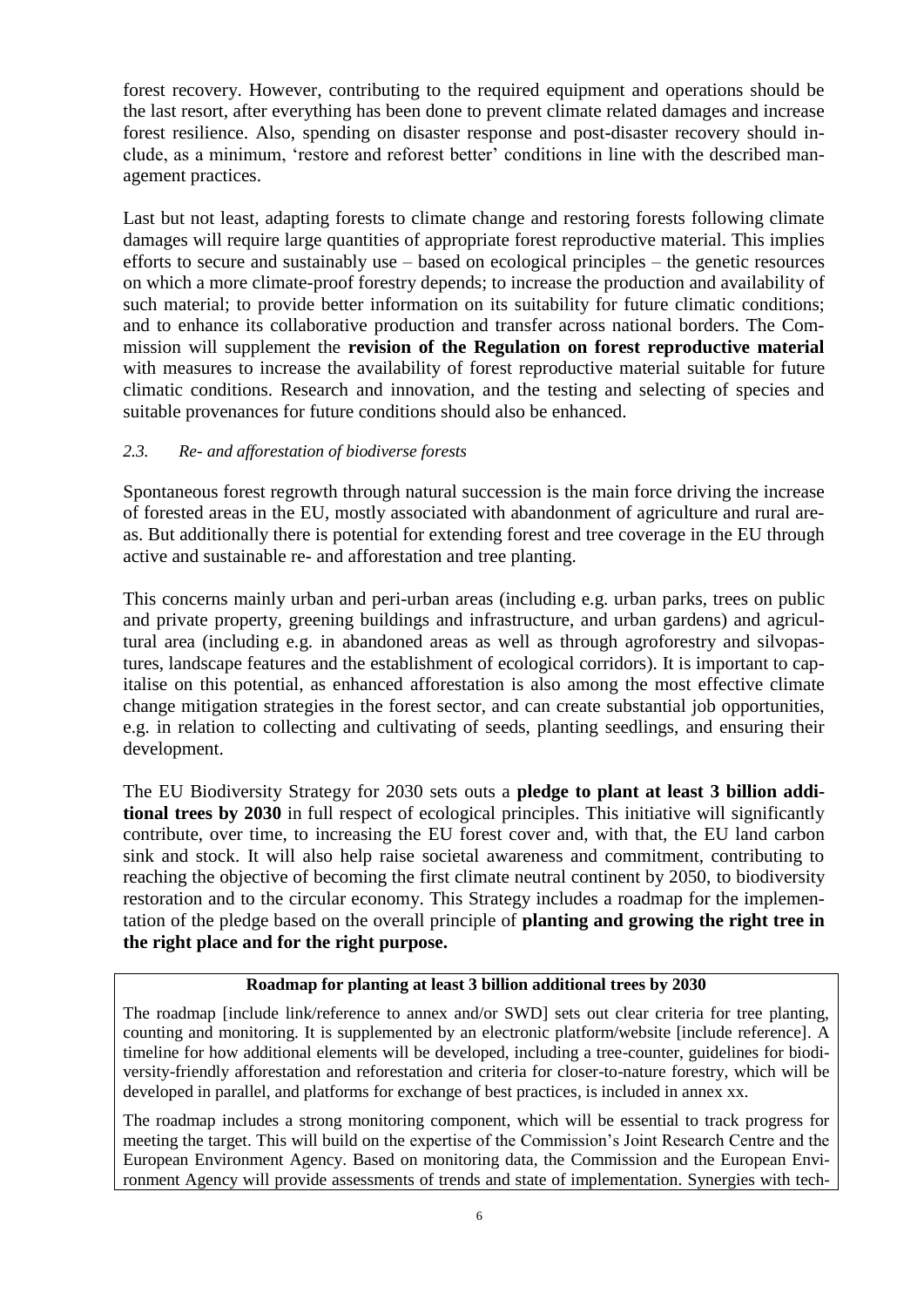forest recovery. However, contributing to the required equipment and operations should be the last resort, after everything has been done to prevent climate related damages and increase forest resilience. Also, spending on disaster response and post-disaster recovery should include, as a minimum, 'restore and reforest better' conditions in line with the described management practices.

Last but not least, adapting forests to climate change and restoring forests following climate damages will require large quantities of appropriate forest reproductive material. This implies efforts to secure and sustainably use – based on ecological principles – the genetic resources on which a more climate-proof forestry depends; to increase the production and availability of such material; to provide better information on its suitability for future climatic conditions; and to enhance its collaborative production and transfer across national borders. The Commission will supplement the **revision of the Regulation on forest reproductive material** with measures to increase the availability of forest reproductive material suitable for future climatic conditions. Research and innovation, and the testing and selecting of species and suitable provenances for future conditions should also be enhanced.

### *2.3. Re- and afforestation of biodiverse forests*

Spontaneous forest regrowth through natural succession is the main force driving the increase of forested areas in the EU, mostly associated with abandonment of agriculture and rural areas. But additionally there is potential for extending forest and tree coverage in the EU through active and sustainable re- and afforestation and tree planting.

This concerns mainly urban and peri-urban areas (including e.g. urban parks, trees on public and private property, greening buildings and infrastructure, and urban gardens) and agricultural area (including e.g. in abandoned areas as well as through agroforestry and silvopastures, landscape features and the establishment of ecological corridors). It is important to capitalise on this potential, as enhanced afforestation is also among the most effective climate change mitigation strategies in the forest sector, and can create substantial job opportunities, e.g. in relation to collecting and cultivating of seeds, planting seedlings, and ensuring their development.

The EU Biodiversity Strategy for 2030 sets outs a **pledge to plant at least 3 billion additional trees by 2030** in full respect of ecological principles. This initiative will significantly contribute, over time, to increasing the EU forest cover and, with that, the EU land carbon sink and stock. It will also help raise societal awareness and commitment, contributing to reaching the objective of becoming the first climate neutral continent by 2050, to biodiversity restoration and to the circular economy. This Strategy includes a roadmap for the implementation of the pledge based on the overall principle of **planting and growing the right tree in the right place and for the right purpose.**

**Roadmap for planting at least 3 billion additional trees by 2030**

The roadmap [include link/reference to annex and/or SWD] sets out clear criteria for tree planting, counting and monitoring. It is supplemented by an electronic platform/website [include reference]. A timeline for how additional elements will be developed, including a tree-counter, guidelines for biodiversity-friendly afforestation and reforestation and criteria for closer-to-nature forestry, which will be developed in parallel, and platforms for exchange of best practices, is included in annex xx.

The roadmap includes a strong monitoring component, which will be essential to track progress for meeting the target. This will build on the expertise of the Commission's Joint Research Centre and the European Environment Agency. Based on monitoring data, the Commission and the European Environment Agency will provide assessments of trends and state of implementation. Synergies with tech-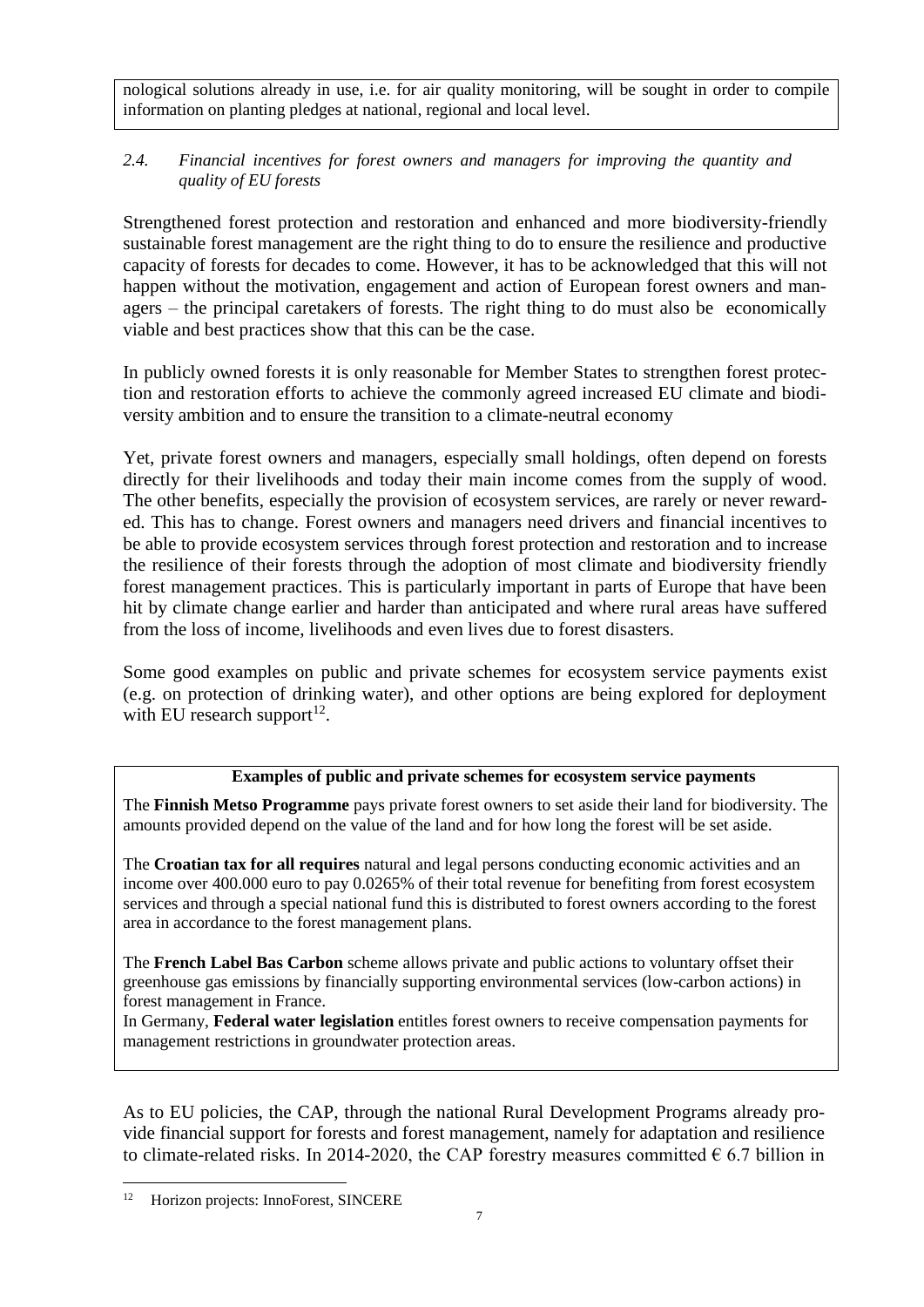nological solutions already in use, i.e. for air quality monitoring, will be sought in order to compile information on planting pledges at national, regional and local level.

### *2.4. Financial incentives for forest owners and managers for improving the quantity and quality of EU forests*

Strengthened forest protection and restoration and enhanced and more biodiversity-friendly sustainable forest management are the right thing to do to ensure the resilience and productive capacity of forests for decades to come. However, it has to be acknowledged that this will not happen without the motivation, engagement and action of European forest owners and managers – the principal caretakers of forests. The right thing to do must also be economically viable and best practices show that this can be the case.

In publicly owned forests it is only reasonable for Member States to strengthen forest protection and restoration efforts to achieve the commonly agreed increased EU climate and biodiversity ambition and to ensure the transition to a climate-neutral economy

Yet, private forest owners and managers, especially small holdings, often depend on forests directly for their livelihoods and today their main income comes from the supply of wood. The other benefits, especially the provision of ecosystem services, are rarely or never rewarded. This has to change. Forest owners and managers need drivers and financial incentives to be able to provide ecosystem services through forest protection and restoration and to increase the resilience of their forests through the adoption of most climate and biodiversity friendly forest management practices. This is particularly important in parts of Europe that have been hit by climate change earlier and harder than anticipated and where rural areas have suffered from the loss of income, livelihoods and even lives due to forest disasters.

Some good examples on public and private schemes for ecosystem service payments exist (e.g. on protection of drinking water), and other options are being explored for deployment with EU research support[12].

**Examples of public and private schemes for ecosystem service payments**

The **Finnish Metso Programme** pays private forest owners to set aside their land for biodiversity. The amounts provided depend on the value of the land and for how long the forest will be set aside.

The **Croatian tax for all requires** natural and legal persons conducting economic activities and an income over 400.000 euro to pay 0.0265% of their total revenue for benefiting from forest ecosystem services and through a special national fund this is distributed to forest owners according to the forest area in accordance to the forest management plans.

The **French Label Bas Carbon** scheme allows private and public actions to voluntary offset their greenhouse gas emissions by financially supporting environmental services (low-carbon actions) in forest management in France.

In Germany, **Federal water legislation** entitles forest owners to receive compensation payments for management restrictions in groundwater protection areas.

As to EU policies, the CAP, through the national Rural Development Programs already provide financial support for forests and forest management, namely for adaptation and resilience to climate-related risks. In 2014-2020, the CAP forestry measures committed € 6.7 billion in

[12] Horizon projects: InnoForest, SINCERE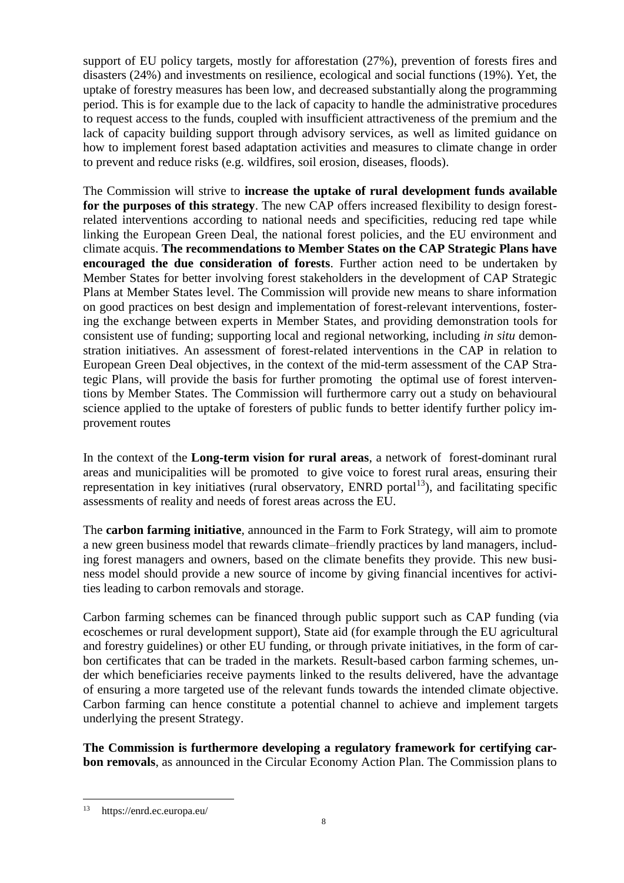support of EU policy targets, mostly for afforestation (27%), prevention of forests fires and disasters (24%) and investments on resilience, ecological and social functions (19%). Yet, the uptake of forestry measures has been low, and decreased substantially along the programming period. This is for example due to the lack of capacity to handle the administrative procedures to request access to the funds, coupled with insufficient attractiveness of the premium and the lack of capacity building support through advisory services, as well as limited guidance on how to implement forest based adaptation activities and measures to climate change in order to prevent and reduce risks (e.g. wildfires, soil erosion, diseases, floods).

The Commission will strive to **increase the uptake of rural development funds available for the purposes of this strategy**. The new CAP offers increased flexibility to design forest-related interventions according to national needs and specificities, reducing red tape while linking the European Green Deal, the national forest policies, and the EU environment and climate acquis. **The recommendations to Member States on the CAP Strategic Plans have encouraged the due consideration of forests**. Further action need to be undertaken by Member States for better involving forest stakeholders in the development of CAP Strategic Plans at Member States level. The Commission will provide new means to share information on good practices on best design and implementation of forest-relevant interventions, fostering the exchange between experts in Member States, and providing demonstration tools for consistent use of funding; supporting local and regional networking, including *in situ* demonstration initiatives. An assessment of forest-related interventions in the CAP in relation to European Green Deal objectives, in the context of the mid-term assessment of the CAP Strategic Plans, will provide the basis for further promoting the optimal use of forest interventions by Member States. The Commission will furthermore carry out a study on behavioural science applied to the uptake of foresters of public funds to better identify further policy improvement routes

In the context of the **Long-term vision for rural areas**, a network of forest-dominant rural areas and municipalities will be promoted to give voice to forest rural areas, ensuring their representation in key initiatives (rural observatory, ENRD portal[13]), and facilitating specific assessments of reality and needs of forest areas across the EU.

The **carbon farming initiative**, announced in the Farm to Fork Strategy, will aim to promote a new green business model that rewards climate–friendly practices by land managers, including forest managers and owners, based on the climate benefits they provide. This new business model should provide a new source of income by giving financial incentives for activities leading to carbon removals and storage.

Carbon farming schemes can be financed through public support such as CAP funding (via ecoschemes or rural development support), State aid (for example through the EU agricultural and forestry guidelines) or other EU funding, or through private initiatives, in the form of carbon certificates that can be traded in the markets. Result-based carbon farming schemes, under which beneficiaries receive payments linked to the results delivered, have the advantage of ensuring a more targeted use of the relevant funds towards the intended climate objective. Carbon farming can hence constitute a potential channel to achieve and implement targets underlying the present Strategy.

**The Commission is furthermore developing a regulatory framework for certifying carbon removals**, as announced in the Circular Economy Action Plan. The Commission plans to

[13] https://enrd.ec.europa.eu/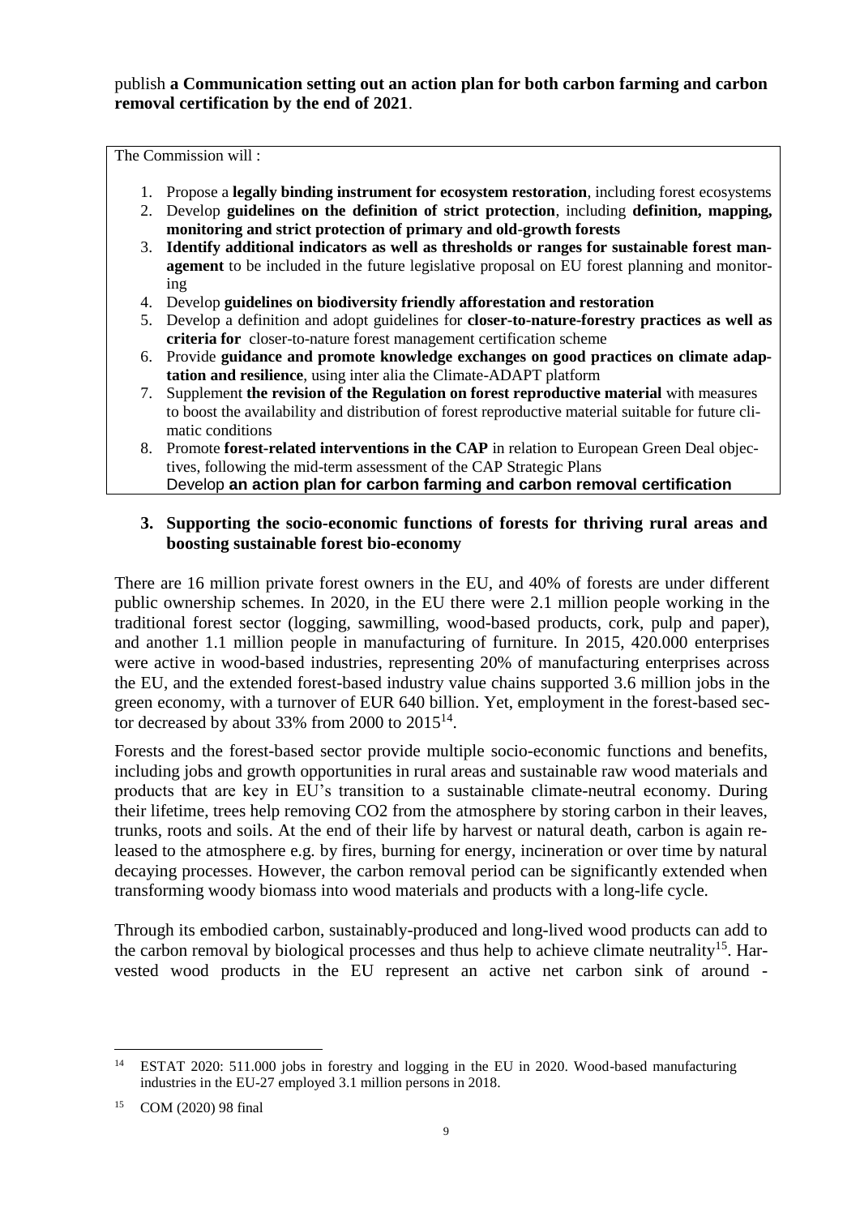publish **a Communication setting out an action plan for both carbon farming and carbon removal certification by the end of 2021**.

The Commission will :

1. Propose a **legally binding instrument for ecosystem restoration**, including forest ecosystems
2. Develop **guidelines on the definition of strict protection**, including **definition, mapping, monitoring and strict protection of primary and old-growth forests**
3. **Identify additional indicators as well as thresholds or ranges for sustainable forest management** to be included in the future legislative proposal on EU forest planning and monitoring
4. Develop **guidelines on biodiversity friendly afforestation and restoration**
5. Develop a definition and adopt guidelines for **closer-to-nature-forestry practices as well as criteria for** closer-to-nature forest management certification scheme
6. Provide **guidance and promote knowledge exchanges on good practices on climate adaptation and resilience**, using inter alia the Climate-ADAPT platform
7. Supplement **the revision of the Regulation on forest reproductive material** with measures to boost the availability and distribution of forest reproductive material suitable for future climatic conditions
8. Promote **forest-related interventions in the CAP** in relation to European Green Deal objectives, following the mid-term assessment of the CAP Strategic Plans
   Develop **an action plan for carbon farming and carbon removal certification**

### 3. Supporting the socio-economic functions of forests for thriving rural areas and boosting sustainable forest bio-economy

There are 16 million private forest owners in the EU, and 40% of forests are under different public ownership schemes. In 2020, in the EU there were 2.1 million people working in the traditional forest sector (logging, sawmilling, wood-based products, cork, pulp and paper), and another 1.1 million people in manufacturing of furniture. In 2015, 420.000 enterprises were active in wood-based industries, representing 20% of manufacturing enterprises across the EU, and the extended forest-based industry value chains supported 3.6 million jobs in the green economy, with a turnover of EUR 640 billion. Yet, employment in the forest-based sector decreased by about 33% from 2000 to 2015[14].

Forests and the forest-based sector provide multiple socio-economic functions and benefits, including jobs and growth opportunities in rural areas and sustainable raw wood materials and products that are key in EU's transition to a sustainable climate-neutral economy. During their lifetime, trees help removing $CO_2$ from the atmosphere by storing carbon in their leaves, trunks, roots and soils. At the end of their life by harvest or natural death, carbon is again released to the atmosphere e.g. by fires, burning for energy, incineration or over time by natural decaying processes. However, the carbon removal period can be significantly extended when transforming woody biomass into wood materials and products with a long-life cycle.

Through its embodied carbon, sustainably-produced and long-lived wood products can add to the carbon removal by biological processes and thus help to achieve climate neutrality[15]. Harvested wood products in the EU represent an active net carbon sink of around -

---

[14] ESTAT 2020: 511.000 jobs in forestry and logging in the EU in 2020. Wood-based manufacturing industries in the EU-27 employed 3.1 million persons in 2018.

[15] COM (2020) 98 final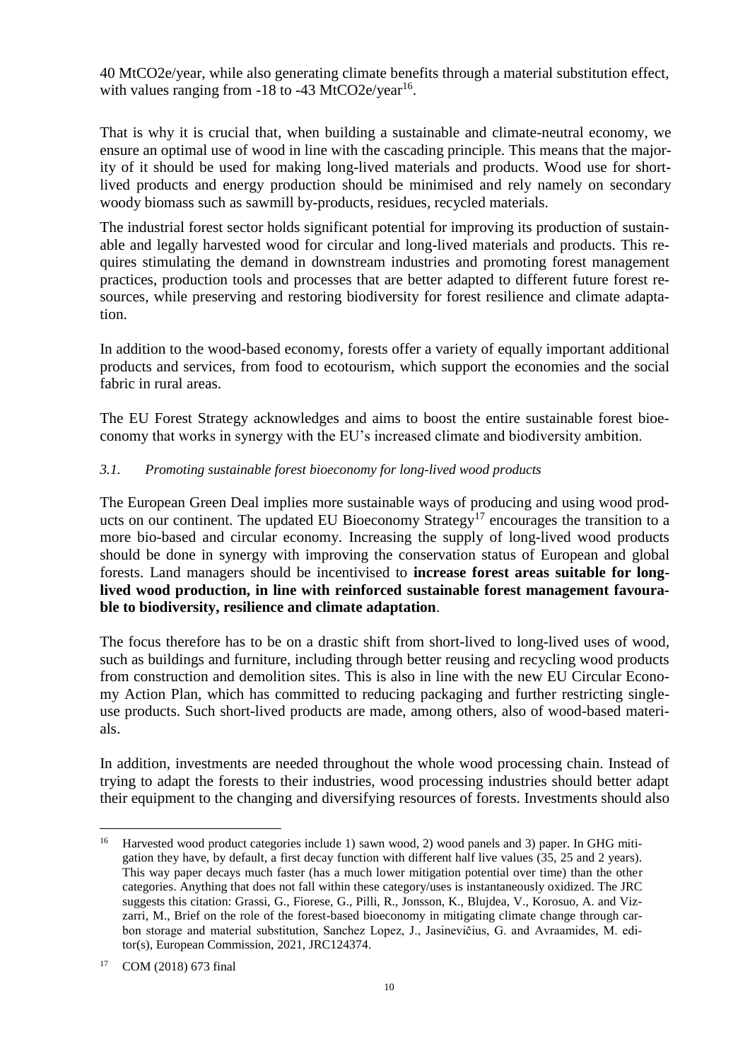40 $MtCO_2e$/year, while also generating climate benefits through a material substitution effect, with values ranging from -18 to -43 $MtCO_2e$/year[16].

That is why it is crucial that, when building a sustainable and climate-neutral economy, we ensure an optimal use of wood in line with the cascading principle. This means that the majority of it should be used for making long-lived materials and products. Wood use for short-lived products and energy production should be minimised and rely namely on secondary woody biomass such as sawmill by-products, residues, recycled materials.

The industrial forest sector holds significant potential for improving its production of sustainable and legally harvested wood for circular and long-lived materials and products. This requires stimulating the demand in downstream industries and promoting forest management practices, production tools and processes that are better adapted to different future forest resources, while preserving and restoring biodiversity for forest resilience and climate adaptation.

In addition to the wood-based economy, forests offer a variety of equally important additional products and services, from food to ecotourism, which support the economies and the social fabric in rural areas.

The EU Forest Strategy acknowledges and aims to boost the entire sustainable forest bioeconomy that works in synergy with the EU's increased climate and biodiversity ambition.

### *3.1. Promoting sustainable forest bioeconomy for long-lived wood products*

The European Green Deal implies more sustainable ways of producing and using wood products on our continent. The updated EU Bioeconomy Strategy[17] encourages the transition to a more bio-based and circular economy. Increasing the supply of long-lived wood products should be done in synergy with improving the conservation status of European and global forests. Land managers should be incentivised to **increase forest areas suitable for long-lived wood production, in line with reinforced sustainable forest management favourable to biodiversity, resilience and climate adaptation**.

The focus therefore has to be on a drastic shift from short-lived to long-lived uses of wood, such as buildings and furniture, including through better reusing and recycling wood products from construction and demolition sites. This is also in line with the new EU Circular Economy Action Plan, which has committed to reducing packaging and further restricting single-use products. Such short-lived products are made, among others, also of wood-based materials.

In addition, investments are needed throughout the whole wood processing chain. Instead of trying to adapt the forests to their industries, wood processing industries should better adapt their equipment to the changing and diversifying resources of forests. Investments should also

---

[16] Harvested wood product categories include 1) sawn wood, 2) wood panels and 3) paper. In GHG mitigation they have, by default, a first decay function with different half live values (35, 25 and 2 years). This way paper decays much faster (has a much lower mitigation potential over time) than the other categories. Anything that does not fall within these category/uses is instantaneously oxidized. The JRC suggests this citation: Grassi, G., Fiorese, G., Pilli, R., Jonsson, K., Blujdea, V., Korosuo, A. and Vizzarri, M., Brief on the role of the forest-based bioeconomy in mitigating climate change through carbon storage and material substitution, Sanchez Lopez, J., Jasinevičius, G. and Avraamides, M. editor(s), European Commission, 2021, JRC124374.

[17] COM (2018) 673 final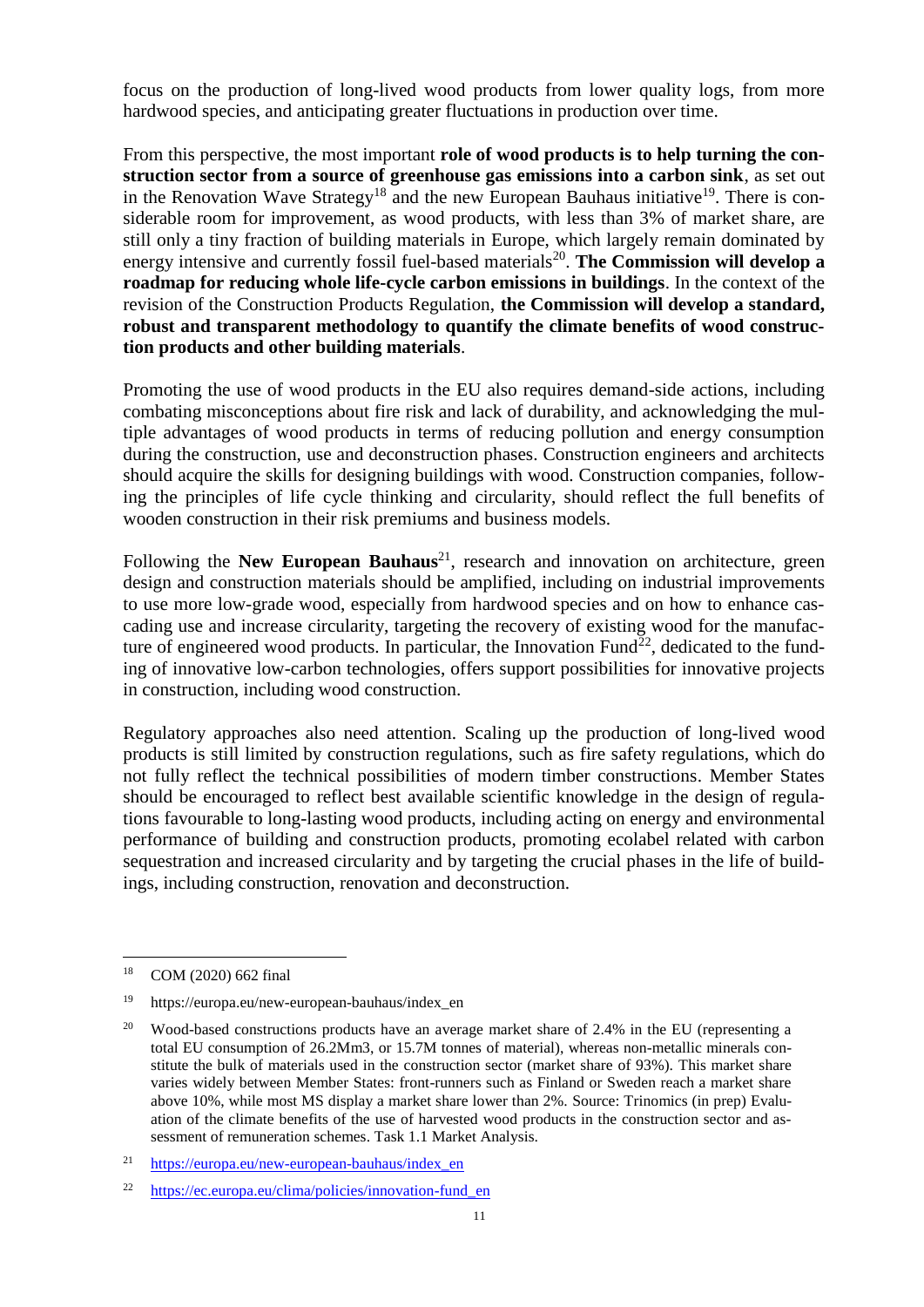focus on the production of long-lived wood products from lower quality logs, from more hardwood species, and anticipating greater fluctuations in production over time.

From this perspective, the most important **role of wood products is to help turning the construction sector from a source of greenhouse gas emissions into a carbon sink**, as set out in the Renovation Wave Strategy[18] and the new European Bauhaus initiative[19]. There is considerable room for improvement, as wood products, with less than 3% of market share, are still only a tiny fraction of building materials in Europe, which largely remain dominated by energy intensive and currently fossil fuel-based materials[20]. **The Commission will develop a roadmap for reducing whole life-cycle carbon emissions in buildings**. In the context of the revision of the Construction Products Regulation, **the Commission will develop a standard, robust and transparent methodology to quantify the climate benefits of wood construction products and other building materials**.

Promoting the use of wood products in the EU also requires demand-side actions, including combating misconceptions about fire risk and lack of durability, and acknowledging the multiple advantages of wood products in terms of reducing pollution and energy consumption during the construction, use and deconstruction phases. Construction engineers and architects should acquire the skills for designing buildings with wood. Construction companies, following the principles of life cycle thinking and circularity, should reflect the full benefits of wooden construction in their risk premiums and business models.

Following the **New European Bauhaus**[21], research and innovation on architecture, green design and construction materials should be amplified, including on industrial improvements to use more low-grade wood, especially from hardwood species and on how to enhance cascading use and increase circularity, targeting the recovery of existing wood for the manufacture of engineered wood products. In particular, the Innovation Fund[22], dedicated to the funding of innovative low-carbon technologies, offers support possibilities for innovative projects in construction, including wood construction.

Regulatory approaches also need attention. Scaling up the production of long-lived wood products is still limited by construction regulations, such as fire safety regulations, which do not fully reflect the technical possibilities of modern timber constructions. Member States should be encouraged to reflect best available scientific knowledge in the design of regulations favourable to long-lasting wood products, including acting on energy and environmental performance of building and construction products, promoting ecolabel related with carbon sequestration and increased circularity and by targeting the crucial phases in the life of buildings, including construction, renovation and deconstruction.

---

[18] COM (2020) 662 final

[19] https://europa.eu/new-european-bauhaus/index_en

[20] Wood-based constructions products have an average market share of 2.4% in the EU (representing a total EU consumption of 26.2Mm3, or 15.7M tonnes of material), whereas non-metallic minerals constitute the bulk of materials used in the construction sector (market share of 93%). This market share varies widely between Member States: front-runners such as Finland or Sweden reach a market share above 10%, while most MS display a market share lower than 2%. Source: Trinomics (in prep) Evaluation of the climate benefits of the use of harvested wood products in the construction sector and assessment of remuneration schemes. Task 1.1 Market Analysis.

[21] https://europa.eu/new-european-bauhaus/index_en

[22] https://ec.europa.eu/clima/policies/innovation-fund_en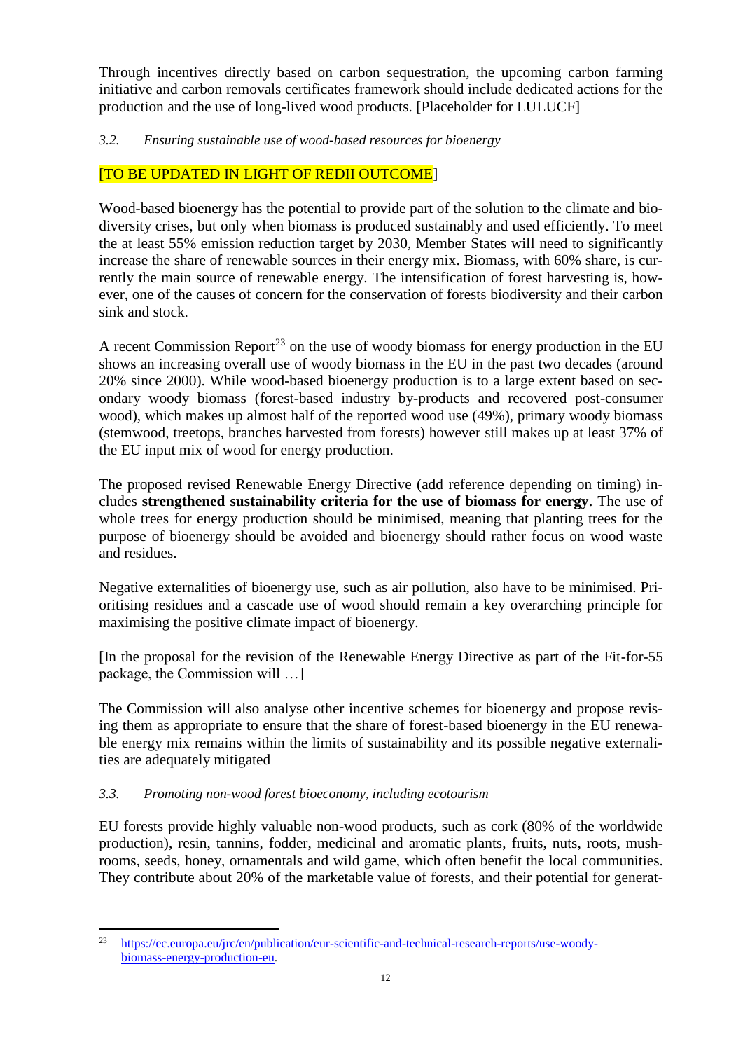Through incentives directly based on carbon sequestration, the upcoming carbon farming initiative and carbon removals certificates framework should include dedicated actions for the production and the use of long-lived wood products. [Placeholder for LULUCF]

### *3.2. Ensuring sustainable use of wood-based resources for bioenergy*

[TO BE UPDATED IN LIGHT OF REDII OUTCOME]

Wood-based bioenergy has the potential to provide part of the solution to the climate and biodiversity crises, but only when biomass is produced sustainably and used efficiently. To meet the at least 55% emission reduction target by 2030, Member States will need to significantly increase the share of renewable sources in their energy mix. Biomass, with 60% share, is currently the main source of renewable energy. The intensification of forest harvesting is, however, one of the causes of concern for the conservation of forests biodiversity and their carbon sink and stock.

A recent Commission Report[23] on the use of woody biomass for energy production in the EU shows an increasing overall use of woody biomass in the EU in the past two decades (around 20% since 2000). While wood-based bioenergy production is to a large extent based on secondary woody biomass (forest-based industry by-products and recovered post-consumer wood), which makes up almost half of the reported wood use (49%), primary woody biomass (stemwood, treetops, branches harvested from forests) however still makes up at least 37% of the EU input mix of wood for energy production.

The proposed revised Renewable Energy Directive (add reference depending on timing) includes **strengthened sustainability criteria for the use of biomass for energy**. The use of whole trees for energy production should be minimised, meaning that planting trees for the purpose of bioenergy should be avoided and bioenergy should rather focus on wood waste and residues.

Negative externalities of bioenergy use, such as air pollution, also have to be minimised. Prioritising residues and a cascade use of wood should remain a key overarching principle for maximising the positive climate impact of bioenergy.

[In the proposal for the revision of the Renewable Energy Directive as part of the Fit-for-55 package, the Commission will …]

The Commission will also analyse other incentive schemes for bioenergy and propose revising them as appropriate to ensure that the share of forest-based bioenergy in the EU renewable energy mix remains within the limits of sustainability and its possible negative externalities are adequately mitigated

### *3.3. Promoting non-wood forest bioeconomy, including ecotourism*

EU forests provide highly valuable non-wood products, such as cork (80% of the worldwide production), resin, tannins, fodder, medicinal and aromatic plants, fruits, nuts, roots, mushrooms, seeds, honey, ornamentals and wild game, which often benefit the local communities. They contribute about 20% of the marketable value of forests, and their potential for generat-

---

[23] https://ec.europa.eu/jrc/en/publication/eur-scientific-and-technical-research-reports/use-woody-biomass-energy-production-eu.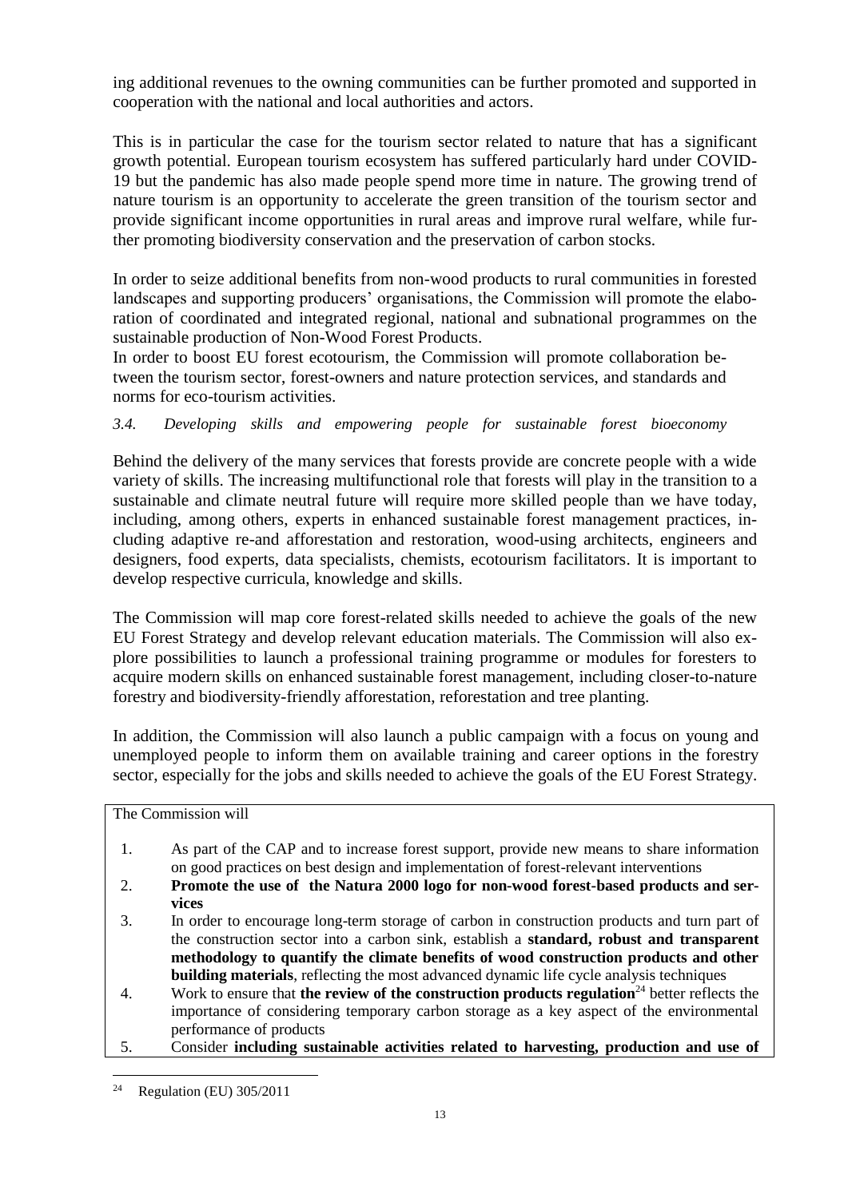ing additional revenues to the owning communities can be further promoted and supported in cooperation with the national and local authorities and actors.

This is in particular the case for the tourism sector related to nature that has a significant growth potential. European tourism ecosystem has suffered particularly hard under COVID-19 but the pandemic has also made people spend more time in nature. The growing trend of nature tourism is an opportunity to accelerate the green transition of the tourism sector and provide significant income opportunities in rural areas and improve rural welfare, while further promoting biodiversity conservation and the preservation of carbon stocks.

In order to seize additional benefits from non-wood products to rural communities in forested landscapes and supporting producers' organisations, the Commission will promote the elaboration of coordinated and integrated regional, national and subnational programmes on the sustainable production of Non-Wood Forest Products.
In order to boost EU forest ecotourism, the Commission will promote collaboration between the tourism sector, forest-owners and nature protection services, and standards and norms for eco-tourism activities.

### *3.4. Developing skills and empowering people for sustainable forest bioeconomy*

Behind the delivery of the many services that forests provide are concrete people with a wide variety of skills. The increasing multifunctional role that forests will play in the transition to a sustainable and climate neutral future will require more skilled people than we have today, including, among others, experts in enhanced sustainable forest management practices, including adaptive re-and afforestation and restoration, wood-using architects, engineers and designers, food experts, data specialists, chemists, ecotourism facilitators. It is important to develop respective curricula, knowledge and skills.

The Commission will map core forest-related skills needed to achieve the goals of the new EU Forest Strategy and develop relevant education materials. The Commission will also explore possibilities to launch a professional training programme or modules for foresters to acquire modern skills on enhanced sustainable forest management, including closer-to-nature forestry and biodiversity-friendly afforestation, reforestation and tree planting.

In addition, the Commission will also launch a public campaign with a focus on young and unemployed people to inform them on available training and career options in the forestry sector, especially for the jobs and skills needed to achieve the goals of the EU Forest Strategy.

The Commission will

1. As part of the CAP and to increase forest support, provide new means to share information on good practices on best design and implementation of forest-relevant interventions
2. **Promote the use of the Natura 2000 logo for non-wood forest-based products and services**
3. In order to encourage long-term storage of carbon in construction products and turn part of the construction sector into a carbon sink, establish a **standard, robust and transparent methodology to quantify the climate benefits of wood construction products and other building materials**, reflecting the most advanced dynamic life cycle analysis techniques
4. Work to ensure that **the review of the construction products regulation**[24] better reflects the importance of considering temporary carbon storage as a key aspect of the environmental performance of products
5. Consider **including sustainable activities related to harvesting, production and use of**

[24] Regulation (EU) 305/2011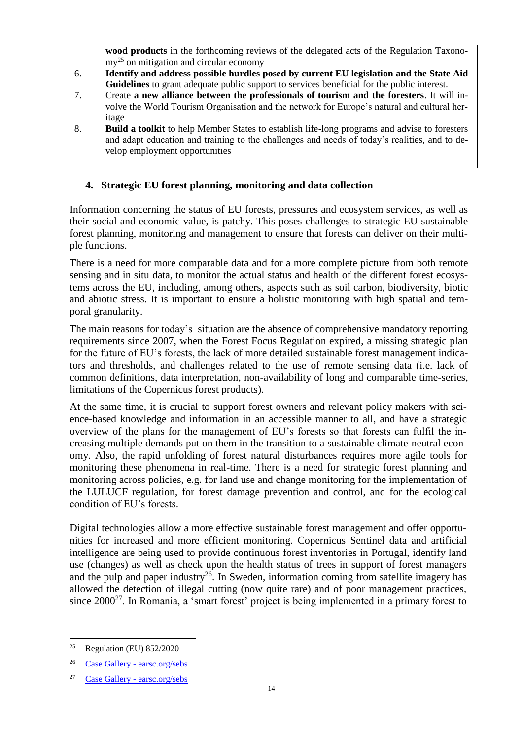**wood products** in the forthcoming reviews of the delegated acts of the Regulation Taxonomy[25] on mitigation and circular economy

6. **Identify and address possible hurdles posed by current EU legislation and the State Aid Guidelines** to grant adequate public support to services beneficial for the public interest.
7. Create **a new alliance between the professionals of tourism and the foresters**. It will involve the World Tourism Organisation and the network for Europe's natural and cultural heritage
8. **Build a toolkit** to help Member States to establish life-long programs and advise to foresters and adapt education and training to the challenges and needs of today's realities, and to develop employment opportunities

## 4. Strategic EU forest planning, monitoring and data collection

Information concerning the status of EU forests, pressures and ecosystem services, as well as their social and economic value, is patchy. This poses challenges to strategic EU sustainable forest planning, monitoring and management to ensure that forests can deliver on their multiple functions.

There is a need for more comparable data and for a more complete picture from both remote sensing and in situ data, to monitor the actual status and health of the different forest ecosystems across the EU, including, among others, aspects such as soil carbon, biodiversity, biotic and abiotic stress. It is important to ensure a holistic monitoring with high spatial and temporal granularity.

The main reasons for today's situation are the absence of comprehensive mandatory reporting requirements since 2007, when the Forest Focus Regulation expired, a missing strategic plan for the future of EU's forests, the lack of more detailed sustainable forest management indicators and thresholds, and challenges related to the use of remote sensing data (i.e. lack of common definitions, data interpretation, non-availability of long and comparable time-series, limitations of the Copernicus forest products).

At the same time, it is crucial to support forest owners and relevant policy makers with science-based knowledge and information in an accessible manner to all, and have a strategic overview of the plans for the management of EU's forests so that forests can fulfil the increasing multiple demands put on them in the transition to a sustainable climate-neutral economy. Also, the rapid unfolding of forest natural disturbances requires more agile tools for monitoring these phenomena in real-time. There is a need for strategic forest planning and monitoring across policies, e.g. for land use and change monitoring for the implementation of the LULUCF regulation, for forest damage prevention and control, and for the ecological condition of EU's forests.

Digital technologies allow a more effective sustainable forest management and offer opportunities for increased and more efficient monitoring. Copernicus Sentinel data and artificial intelligence are being used to provide continuous forest inventories in Portugal, identify land use (changes) as well as check upon the health status of trees in support of forest managers and the pulp and paper industry[26]. In Sweden, information coming from satellite imagery has allowed the detection of illegal cutting (now quite rare) and of poor management practices, since 2000[27]. In Romania, a 'smart forest' project is being implemented in a primary forest to

---

[25] Regulation (EU) 852/2020

[26] Case Gallery - earsc.org/sebs

[27] Case Gallery - earsc.org/sebs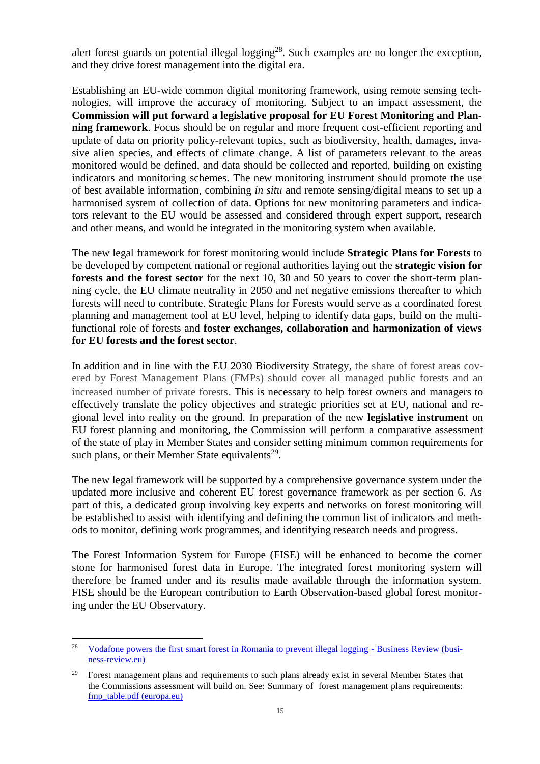alert forest guards on potential illegal logging[28]. Such examples are no longer the exception, and they drive forest management into the digital era.

Establishing an EU-wide common digital monitoring framework, using remote sensing technologies, will improve the accuracy of monitoring. Subject to an impact assessment, the **Commission will put forward a legislative proposal for EU Forest Monitoring and Planning framework**. Focus should be on regular and more frequent cost-efficient reporting and update of data on priority policy-relevant topics, such as biodiversity, health, damages, invasive alien species, and effects of climate change. A list of parameters relevant to the areas monitored would be defined, and data should be collected and reported, building on existing indicators and monitoring schemes. The new monitoring instrument should promote the use of best available information, combining *in situ* and remote sensing/digital means to set up a harmonised system of collection of data. Options for new monitoring parameters and indicators relevant to the EU would be assessed and considered through expert support, research and other means, and would be integrated in the monitoring system when available.

The new legal framework for forest monitoring would include **Strategic Plans for Forests** to be developed by competent national or regional authorities laying out the **strategic vision for forests and the forest sector** for the next 10, 30 and 50 years to cover the short-term planning cycle, the EU climate neutrality in 2050 and net negative emissions thereafter to which forests will need to contribute. Strategic Plans for Forests would serve as a coordinated forest planning and management tool at EU level, helping to identify data gaps, build on the multi-functional role of forests and **foster exchanges, collaboration and harmonization of views for EU forests and the forest sector**.

In addition and in line with the EU 2030 Biodiversity Strategy, the share of forest areas covered by Forest Management Plans (FMPs) should cover all managed public forests and an increased number of private forests. This is necessary to help forest owners and managers to effectively translate the policy objectives and strategic priorities set at EU, national and regional level into reality on the ground. In preparation of the new **legislative instrument** on EU forest planning and monitoring, the Commission will perform a comparative assessment of the state of play in Member States and consider setting minimum common requirements for such plans, or their Member State equivalents[29].

The new legal framework will be supported by a comprehensive governance system under the updated more inclusive and coherent EU forest governance framework as per section 6. As part of this, a dedicated group involving key experts and networks on forest monitoring will be established to assist with identifying and defining the common list of indicators and methods to monitor, defining work programmes, and identifying research needs and progress.

The Forest Information System for Europe (FISE) will be enhanced to become the corner stone for harmonised forest data in Europe. The integrated forest monitoring system will therefore be framed under and its results made available through the information system. FISE should be the European contribution to Earth Observation-based global forest monitoring under the EU Observatory.

---

[28] Vodafone powers the first smart forest in Romania to prevent illegal logging - Business Review (business-review.eu)

[29] Forest management plans and requirements to such plans already exist in several Member States that the Commissions assessment will build on. See: Summary of forest management plans requirements: fmp_table.pdf (europa.eu)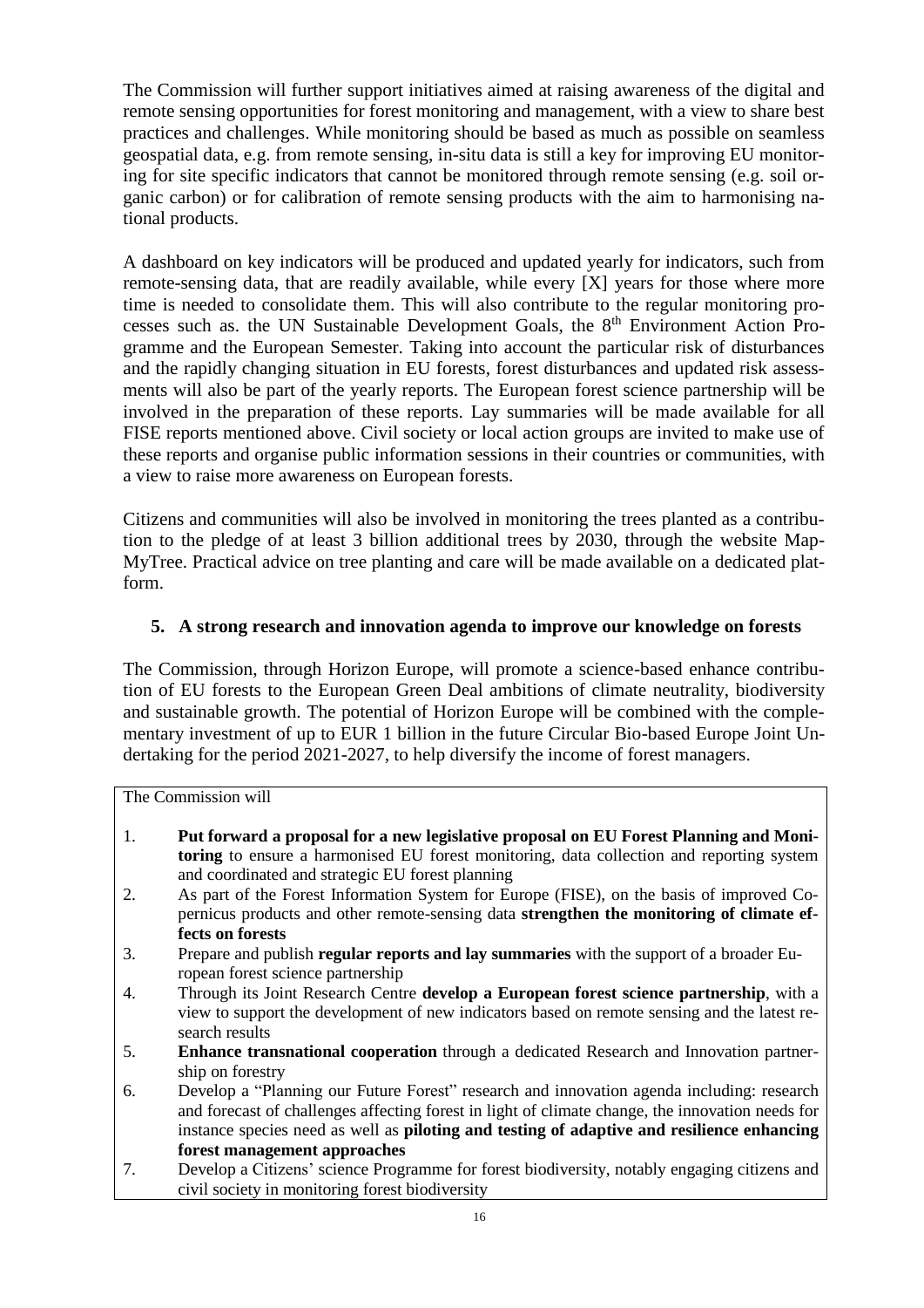The Commission will further support initiatives aimed at raising awareness of the digital and remote sensing opportunities for forest monitoring and management, with a view to share best practices and challenges. While monitoring should be based as much as possible on seamless geospatial data, e.g. from remote sensing, in-situ data is still a key for improving EU monitoring for site specific indicators that cannot be monitored through remote sensing (e.g. soil organic carbon) or for calibration of remote sensing products with the aim to harmonising national products.

A dashboard on key indicators will be produced and updated yearly for indicators, such from remote-sensing data, that are readily available, while every [X] years for those where more time is needed to consolidate them. This will also contribute to the regular monitoring processes such as. the UN Sustainable Development Goals, the 8th Environment Action Programme and the European Semester. Taking into account the particular risk of disturbances and the rapidly changing situation in EU forests, forest disturbances and updated risk assessments will also be part of the yearly reports. The European forest science partnership will be involved in the preparation of these reports. Lay summaries will be made available for all FISE reports mentioned above. Civil society or local action groups are invited to make use of these reports and organise public information sessions in their countries or communities, with a view to raise more awareness on European forests.

Citizens and communities will also be involved in monitoring the trees planted as a contribution to the pledge of at least 3 billion additional trees by 2030, through the website MapMyTree. Practical advice on tree planting and care will be made available on a dedicated platform.

## 5. A strong research and innovation agenda to improve our knowledge on forests

The Commission, through Horizon Europe, will promote a science-based enhance contribution of EU forests to the European Green Deal ambitions of climate neutrality, biodiversity and sustainable growth. The potential of Horizon Europe will be combined with the complementary investment of up to EUR 1 billion in the future Circular Bio-based Europe Joint Undertaking for the period 2021-2027, to help diversify the income of forest managers.

The Commission will

1. **Put forward a proposal for a new legislative proposal on EU Forest Planning and Monitoring** to ensure a harmonised EU forest monitoring, data collection and reporting system and coordinated and strategic EU forest planning
2. As part of the Forest Information System for Europe (FISE), on the basis of improved Copernicus products and other remote-sensing data **strengthen the monitoring of climate effects on forests**
3. Prepare and publish **regular reports and lay summaries** with the support of a broader European forest science partnership
4. Through its Joint Research Centre **develop a European forest science partnership**, with a view to support the development of new indicators based on remote sensing and the latest research results
5. **Enhance transnational cooperation** through a dedicated Research and Innovation partnership on forestry
6. Develop a "Planning our Future Forest" research and innovation agenda including: research and forecast of challenges affecting forest in light of climate change, the innovation needs for instance species need as well as **piloting and testing of adaptive and resilience enhancing forest management approaches**
7. Develop a Citizens' science Programme for forest biodiversity, notably engaging citizens and civil society in monitoring forest biodiversity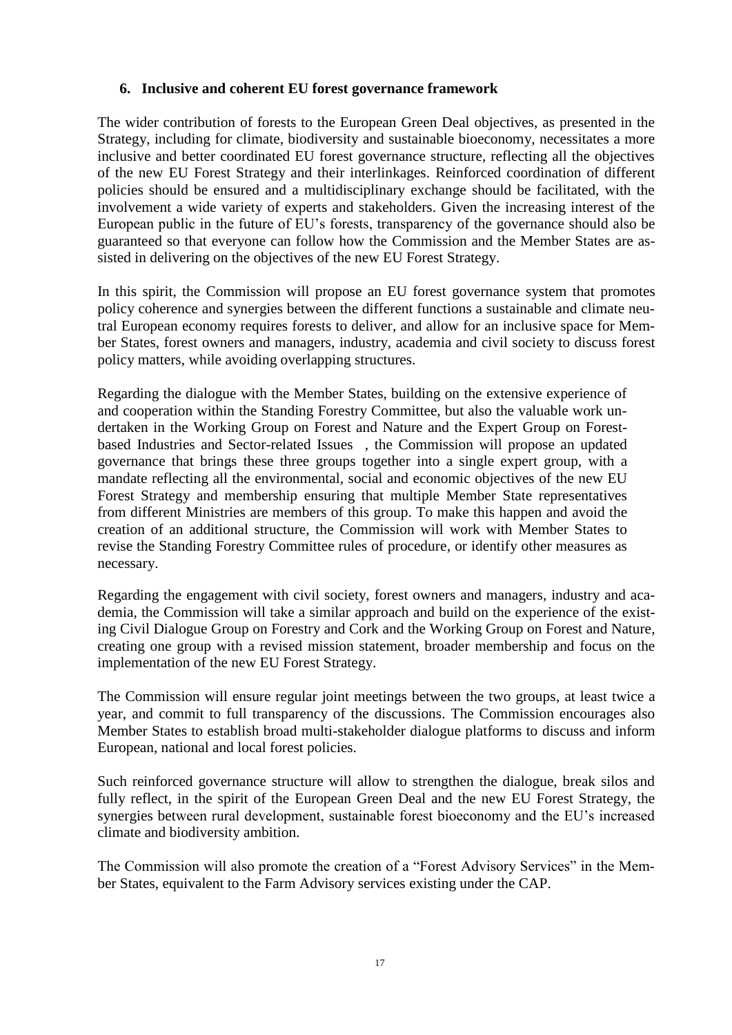## 6. Inclusive and coherent EU forest governance framework

The wider contribution of forests to the European Green Deal objectives, as presented in the Strategy, including for climate, biodiversity and sustainable bioeconomy, necessitates a more inclusive and better coordinated EU forest governance structure, reflecting all the objectives of the new EU Forest Strategy and their interlinkages. Reinforced coordination of different policies should be ensured and a multidisciplinary exchange should be facilitated, with the involvement a wide variety of experts and stakeholders. Given the increasing interest of the European public in the future of EU's forests, transparency of the governance should also be guaranteed so that everyone can follow how the Commission and the Member States are assisted in delivering on the objectives of the new EU Forest Strategy.

In this spirit, the Commission will propose an EU forest governance system that promotes policy coherence and synergies between the different functions a sustainable and climate neutral European economy requires forests to deliver, and allow for an inclusive space for Member States, forest owners and managers, industry, academia and civil society to discuss forest policy matters, while avoiding overlapping structures.

Regarding the dialogue with the Member States, building on the extensive experience of and cooperation within the Standing Forestry Committee, but also the valuable work undertaken in the Working Group on Forest and Nature and the Expert Group on Forest-based Industries and Sector-related Issues , the Commission will propose an updated governance that brings these three groups together into a single expert group, with a mandate reflecting all the environmental, social and economic objectives of the new EU Forest Strategy and membership ensuring that multiple Member State representatives from different Ministries are members of this group. To make this happen and avoid the creation of an additional structure, the Commission will work with Member States to revise the Standing Forestry Committee rules of procedure, or identify other measures as necessary.

Regarding the engagement with civil society, forest owners and managers, industry and academia, the Commission will take a similar approach and build on the experience of the existing Civil Dialogue Group on Forestry and Cork and the Working Group on Forest and Nature, creating one group with a revised mission statement, broader membership and focus on the implementation of the new EU Forest Strategy.

The Commission will ensure regular joint meetings between the two groups, at least twice a year, and commit to full transparency of the discussions. The Commission encourages also Member States to establish broad multi-stakeholder dialogue platforms to discuss and inform European, national and local forest policies.

Such reinforced governance structure will allow to strengthen the dialogue, break silos and fully reflect, in the spirit of the European Green Deal and the new EU Forest Strategy, the synergies between rural development, sustainable forest bioeconomy and the EU's increased climate and biodiversity ambition.

The Commission will also promote the creation of a "Forest Advisory Services" in the Member States, equivalent to the Farm Advisory services existing under the CAP.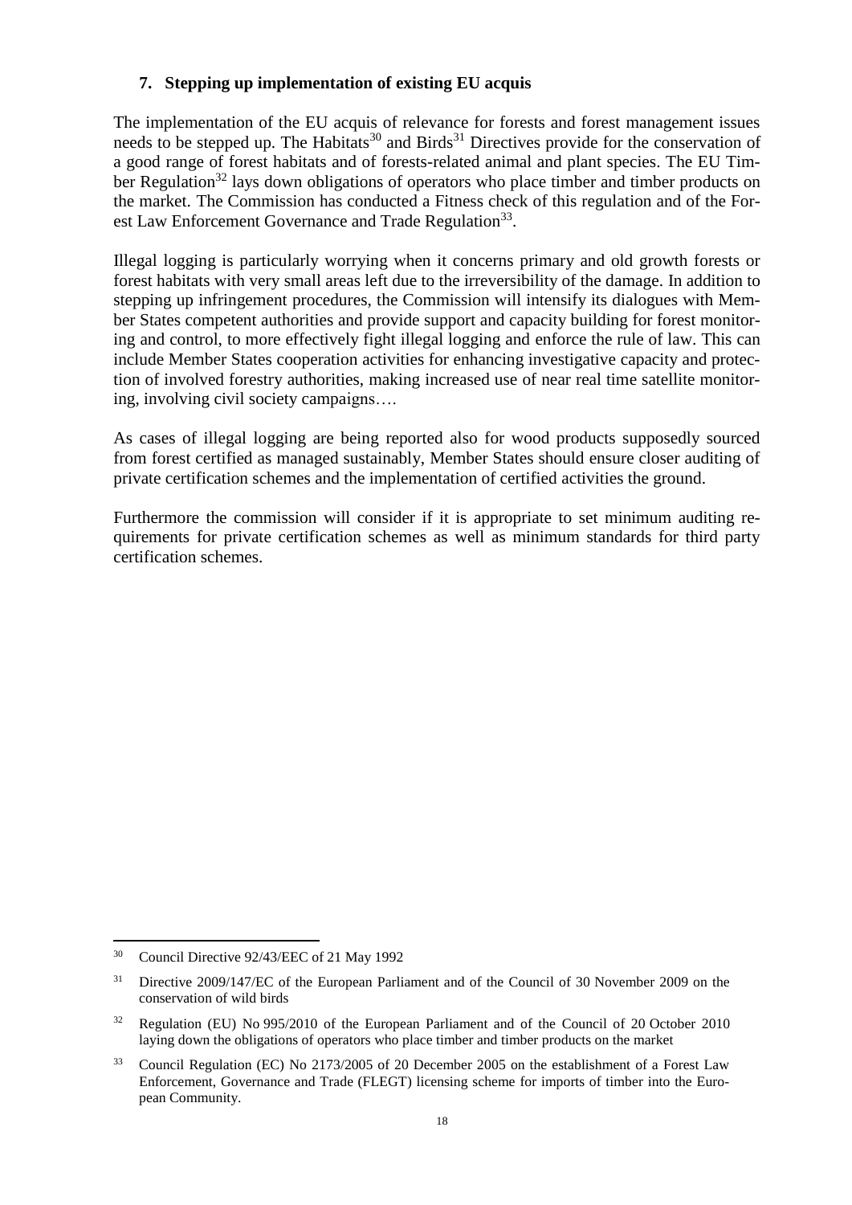## 7. Stepping up implementation of existing EU acquis

The implementation of the EU acquis of relevance for forests and forest management issues needs to be stepped up. The Habitats[30] and Birds[31] Directives provide for the conservation of a good range of forest habitats and of forests-related animal and plant species. The EU Timber Regulation[32] lays down obligations of operators who place timber and timber products on the market. The Commission has conducted a Fitness check of this regulation and of the Forest Law Enforcement Governance and Trade Regulation[33].

Illegal logging is particularly worrying when it concerns primary and old growth forests or forest habitats with very small areas left due to the irreversibility of the damage. In addition to stepping up infringement procedures, the Commission will intensify its dialogues with Member States competent authorities and provide support and capacity building for forest monitoring and control, to more effectively fight illegal logging and enforce the rule of law. This can include Member States cooperation activities for enhancing investigative capacity and protection of involved forestry authorities, making increased use of near real time satellite monitoring, involving civil society campaigns….

As cases of illegal logging are being reported also for wood products supposedly sourced from forest certified as managed sustainably, Member States should ensure closer auditing of private certification schemes and the implementation of certified activities the ground.

Furthermore the commission will consider if it is appropriate to set minimum auditing requirements for private certification schemes as well as minimum standards for third party certification schemes.

---

[30] Council Directive 92/43/EEC of 21 May 1992

[31] Directive 2009/147/EC of the European Parliament and of the Council of 30 November 2009 on the conservation of wild birds

[32] Regulation (EU) No 995/2010 of the European Parliament and of the Council of 20 October 2010 laying down the obligations of operators who place timber and timber products on the market

[33] Council Regulation (EC) No 2173/2005 of 20 December 2005 on the establishment of a Forest Law Enforcement, Governance and Trade (FLEGT) licensing scheme for imports of timber into the European Community.